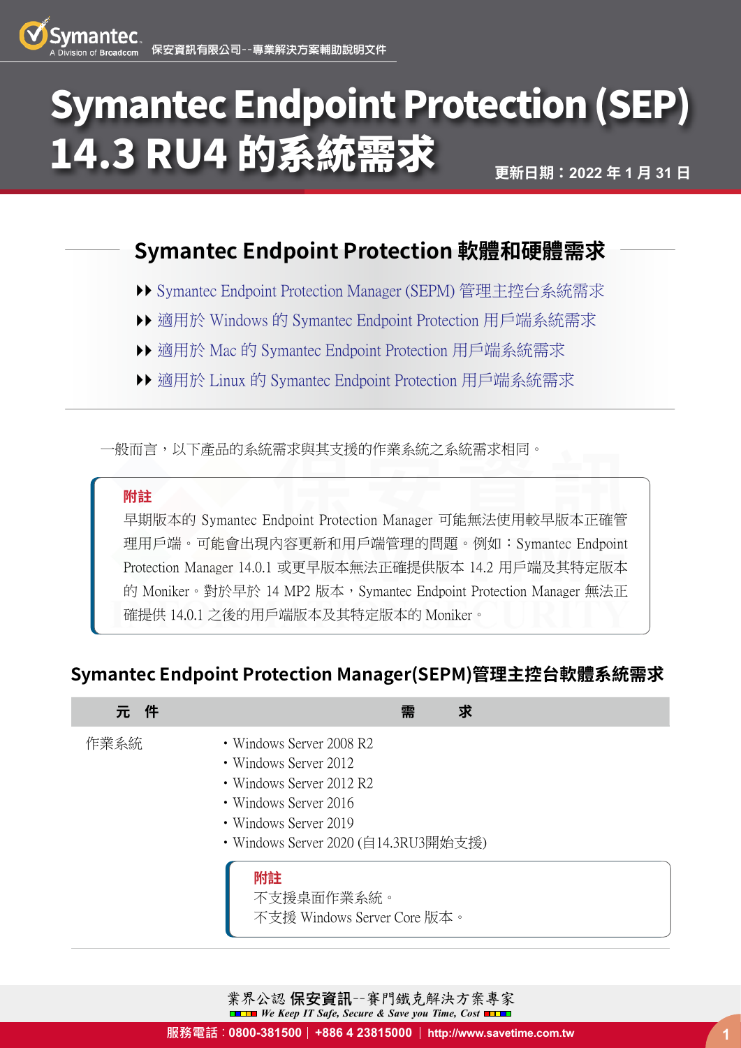# Symantec Endpoint Protection (SEP) 14.3 RU4 的系統需求

更新日期：2022 年 1 月 31 日

## Symantec Endpoint Protection 軟體和硬體需求

- Symantec Endpoint Protection Manager (SEPM) 管理主控台系統需求
- 適用於 Windows 的 Symantec Endpoint Protection 用戶端系統需求
- 適用於 Mac 的 Symantec Endpoint Protection 用戶端系統需求
- 適用於 Linux 的 Symantec Endpoint Protection 用戶端系統需求

一般而言，以下產品的系統需求與其支援的作業系統之系統需求相同。

> **附註**
> 早期版本的 Symantec Endpoint Protection Manager 可能無法使用較早版本正確管理用戶端。可能會出現內容更新和用戶端管理的問題。例如：Symantec Endpoint Protection Manager 14.0.1 或更早版本無法正確提供版本 14.2 用戶端及其特定版本的 Moniker。對於早於 14 MP2 版本，Symantec Endpoint Protection Manager 無法正確提供 14.0.1 之後的用戶端版本及其特定版本的 Moniker。

## Symantec Endpoint Protection Manager(SEPM)管理主控台軟體系統需求

| 元　件 | 需　　求 |
|---|---|
| 作業系統 | • Windows Server 2008 R2<br>• Windows Server 2012<br>• Windows Server 2012 R2<br>• Windows Server 2016<br>• Windows Server 2019<br>• Windows Server 2020 (自14.3RU3開始支援)<br><br>**附註**<br>不支援桌面作業系統。<br>不支援 Windows Server Core 版本。 |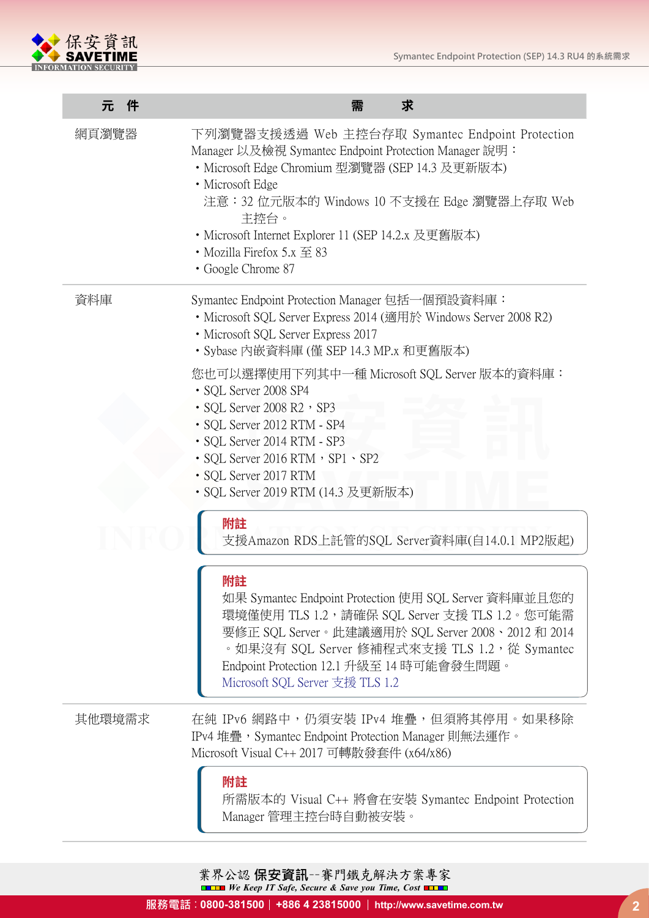| 元　件 | 需　　求 |
|---|---|
| 網頁瀏覽器 | 下列瀏覽器支援透過 Web 主控台存取 Symantec Endpoint Protection Manager 以及檢視 Symantec Endpoint Protection Manager 說明：<br>• Microsoft Edge Chromium 型瀏覽器 (SEP 14.3 及更新版本)<br>• Microsoft Edge<br>注意：32 位元版本的 Windows 10 不支援在 Edge 瀏覽器上存取 Web 主控台。<br>• Microsoft Internet Explorer 11 (SEP 14.2.x 及更舊版本)<br>• Mozilla Firefox 5.x 至 83<br>• Google Chrome 87 |
| 資料庫 | Symantec Endpoint Protection Manager 包括一個預設資料庫：<br>• Microsoft SQL Server Express 2014 (適用於 Windows Server 2008 R2)<br>• Microsoft SQL Server Express 2017<br>• Sybase 內嵌資料庫 (僅 SEP 14.3 MP.x 和更舊版本)<br>您也可以選擇使用下列其中一種 Microsoft SQL Server 版本的資料庫：<br>• SQL Server 2008 SP4<br>• SQL Server 2008 R2，SP3<br>• SQL Server 2012 RTM - SP4<br>• SQL Server 2014 RTM - SP3<br>• SQL Server 2016 RTM，SP1、SP2<br>• SQL Server 2017 RTM<br>• SQL Server 2019 RTM (14.3 及更新版本)<br>**附註**<br>支援Amazon RDS上託管的SQL Server資料庫(自14.0.1 MP2版起)<br>**附註**<br>如果 Symantec Endpoint Protection 使用 SQL Server 資料庫並且您的環境僅使用 TLS 1.2，請確保 SQL Server 支援 TLS 1.2。您可能需要修正 SQL Server。此建議適用於 SQL Server 2008、2012 和 2014。如果沒有 SQL Server 修補程式來支援 TLS 1.2，從 Symantec Endpoint Protection 12.1 升級至 14 時可能會發生問題。<br>Microsoft SQL Server 支援 TLS 1.2 |
| 其他環境需求 | 在純 IPv6 網路中，仍須安裝 IPv4 堆疊，但須將其停用。如果移除 IPv4 堆疊，Symantec Endpoint Protection Manager 則無法運作。<br>Microsoft Visual C++ 2017 可轉散發套件 (x64/x86)<br>**附註**<br>所需版本的 Visual C++ 將會在安裝 Symantec Endpoint Protection Manager 管理主控台時自動被安裝。 |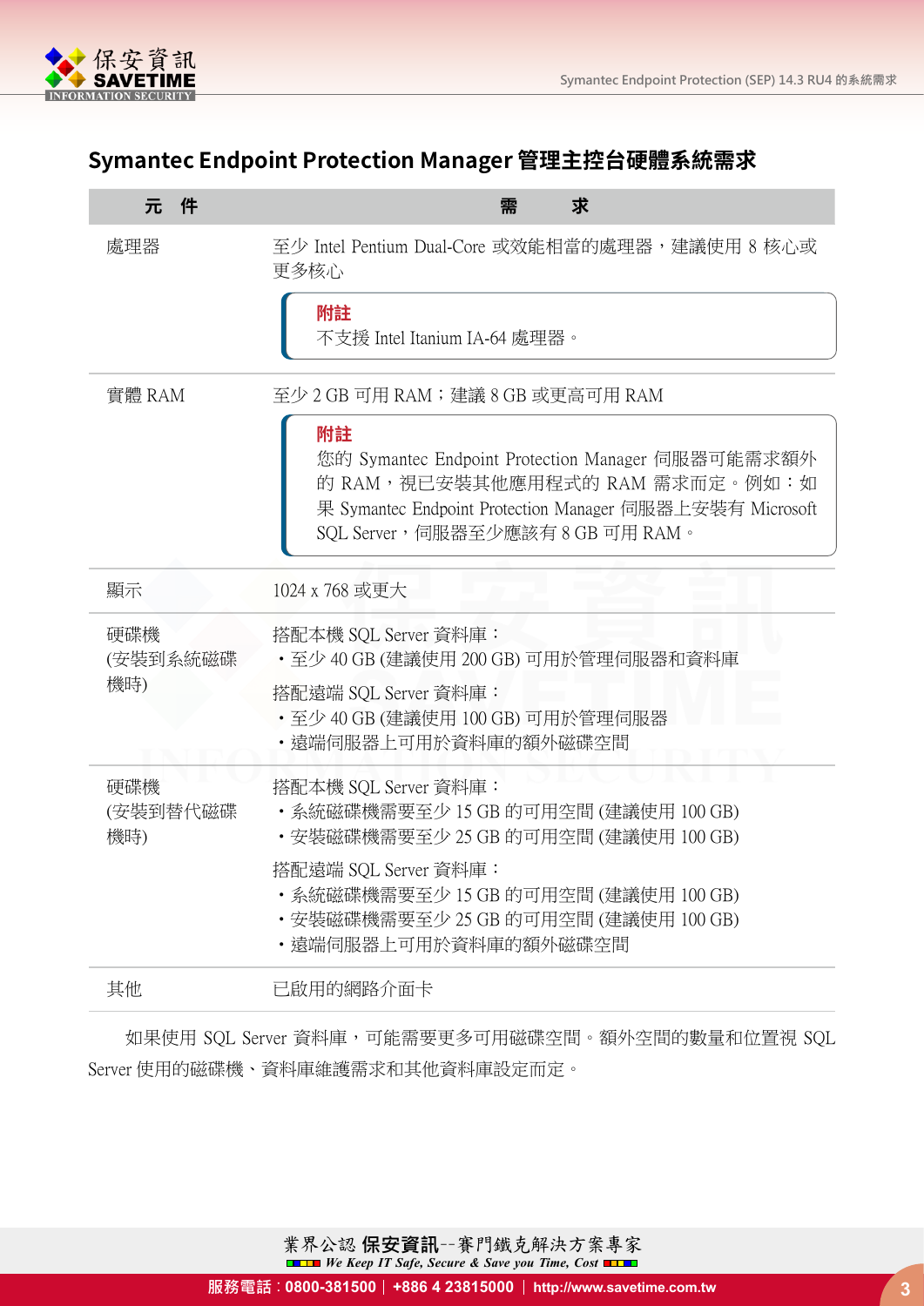## Symantec Endpoint Protection Manager 管理主控台硬體系統需求

| 元　件 | 需　　求 |
|---|---|
| 處理器 | 至少 Intel Pentium Dual-Core 或效能相當的處理器，建議使用 8 核心或更多核心<br><br>**附註**<br>不支援 Intel Itanium IA-64 處理器。 |
| 實體 RAM | 至少 2 GB 可用 RAM；建議 8 GB 或更高可用 RAM<br><br>**附註**<br>您的 Symantec Endpoint Protection Manager 伺服器可能需求額外的 RAM，視已安裝其他應用程式的 RAM 需求而定。例如：如果 Symantec Endpoint Protection Manager 伺服器上安裝有 Microsoft SQL Server，伺服器至少應該有 8 GB 可用 RAM。 |
| 顯示 | 1024 x 768 或更大 |
| 硬碟機<br>(安裝到系統磁碟機時) | 搭配本機 SQL Server 資料庫：<br>・至少 40 GB (建議使用 200 GB) 可用於管理伺服器和資料庫<br>搭配遠端 SQL Server 資料庫：<br>・至少 40 GB (建議使用 100 GB) 可用於管理伺服器<br>・遠端伺服器上可用於資料庫的額外磁碟空間 |
| 硬碟機<br>(安裝到替代磁碟機時) | 搭配本機 SQL Server 資料庫：<br>・系統磁碟機需要至少 15 GB 的可用空間 (建議使用 100 GB)<br>・安裝磁碟機需要至少 25 GB 的可用空間 (建議使用 100 GB)<br>搭配遠端 SQL Server 資料庫：<br>・系統磁碟機需要至少 15 GB 的可用空間 (建議使用 100 GB)<br>・安裝磁碟機需要至少 25 GB 的可用空間 (建議使用 100 GB)<br>・遠端伺服器上可用於資料庫的額外磁碟空間 |
| 其他 | 已啟用的網路介面卡 |

如果使用 SQL Server 資料庫，可能需要更多可用磁碟空間。額外空間的數量和位置視 SQL Server 使用的磁碟機、資料庫維護需求和其他資料庫設定而定。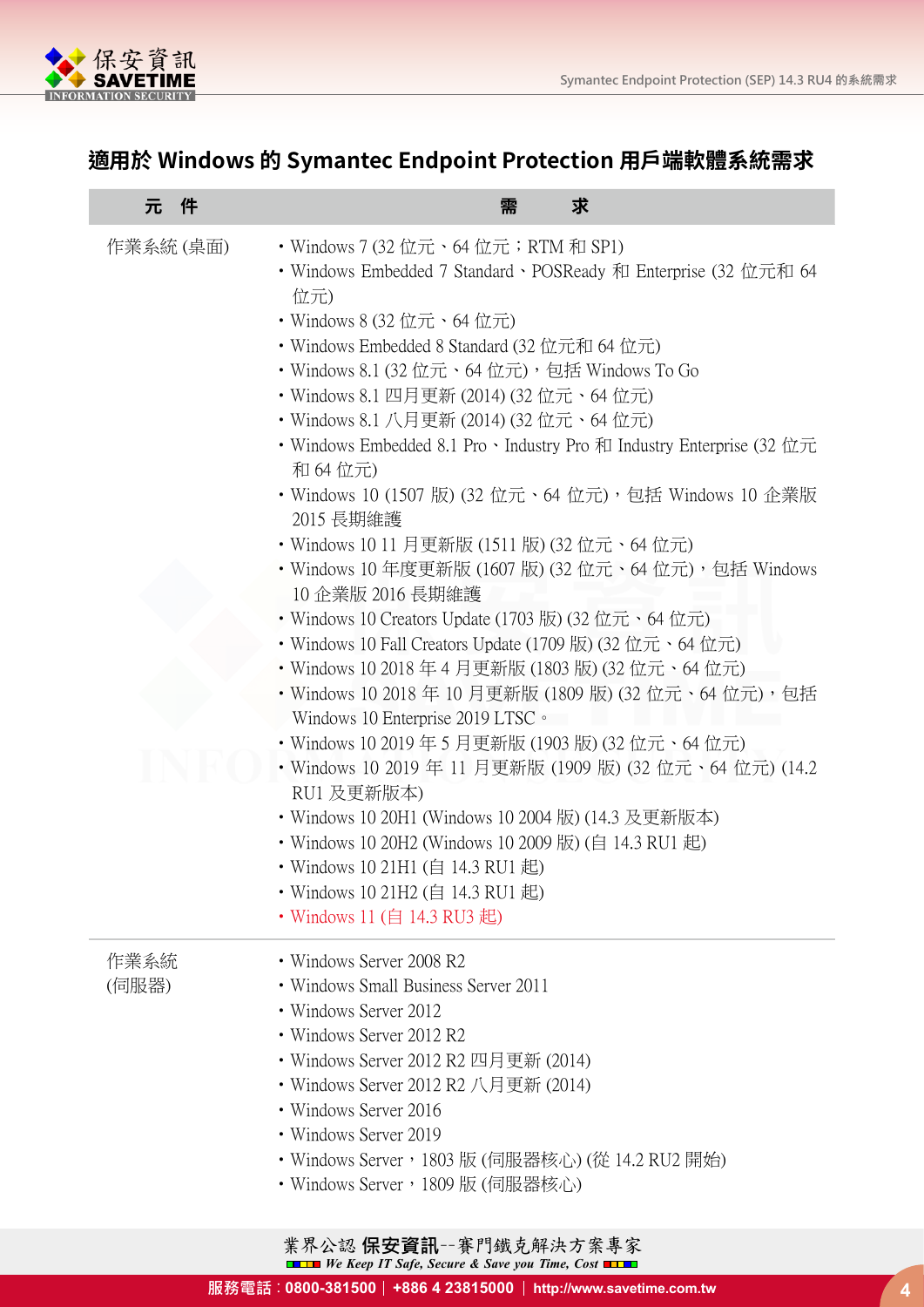## 適用於 Windows 的 Symantec Endpoint Protection 用戶端軟體系統需求

| 元　件 | 需　　求 |
| --- | --- |
| 作業系統 (桌面) | • Windows 7 (32 位元、64 位元；RTM 和 SP1)<br>• Windows Embedded 7 Standard、POSReady 和 Enterprise (32 位元和 64 位元)<br>• Windows 8 (32 位元、64 位元)<br>• Windows Embedded 8 Standard (32 位元和 64 位元)<br>• Windows 8.1 (32 位元、64 位元)，包括 Windows To Go<br>• Windows 8.1 四月更新 (2014) (32 位元、64 位元)<br>• Windows 8.1 八月更新 (2014) (32 位元、64 位元)<br>• Windows Embedded 8.1 Pro、Industry Pro 和 Industry Enterprise (32 位元和 64 位元)<br>• Windows 10 (1507 版) (32 位元、64 位元)，包括 Windows 10 企業版 2015 長期維護<br>• Windows 10 11 月更新版 (1511 版) (32 位元、64 位元)<br>• Windows 10 年度更新版 (1607 版) (32 位元、64 位元)，包括 Windows 10 企業版 2016 長期維護<br>• Windows 10 Creators Update (1703 版) (32 位元、64 位元)<br>• Windows 10 Fall Creators Update (1709 版) (32 位元、64 位元)<br>• Windows 10 2018 年 4 月更新版 (1803 版) (32 位元、64 位元)<br>• Windows 10 2018 年 10 月更新版 (1809 版) (32 位元、64 位元)，包括 Windows 10 Enterprise 2019 LTSC。<br>• Windows 10 2019 年 5 月更新版 (1903 版) (32 位元、64 位元)<br>• Windows 10 2019 年 11 月更新版 (1909 版) (32 位元、64 位元) (14.2 RU1 及更新版本)<br>• Windows 10 20H1 (Windows 10 2004 版) (14.3 及更新版本)<br>• Windows 10 20H2 (Windows 10 2009 版) (自 14.3 RU1 起)<br>• Windows 10 21H1 (自 14.3 RU1 起)<br>• Windows 10 21H2 (自 14.3 RU1 起)<br>• Windows 11 (自 14.3 RU3 起) |
| 作業系統 (伺服器) | • Windows Server 2008 R2<br>• Windows Small Business Server 2011<br>• Windows Server 2012<br>• Windows Server 2012 R2<br>• Windows Server 2012 R2 四月更新 (2014)<br>• Windows Server 2012 R2 八月更新 (2014)<br>• Windows Server 2016<br>• Windows Server 2019<br>• Windows Server，1803 版 (伺服器核心) (從 14.2 RU2 開始)<br>• Windows Server，1809 版 (伺服器核心) |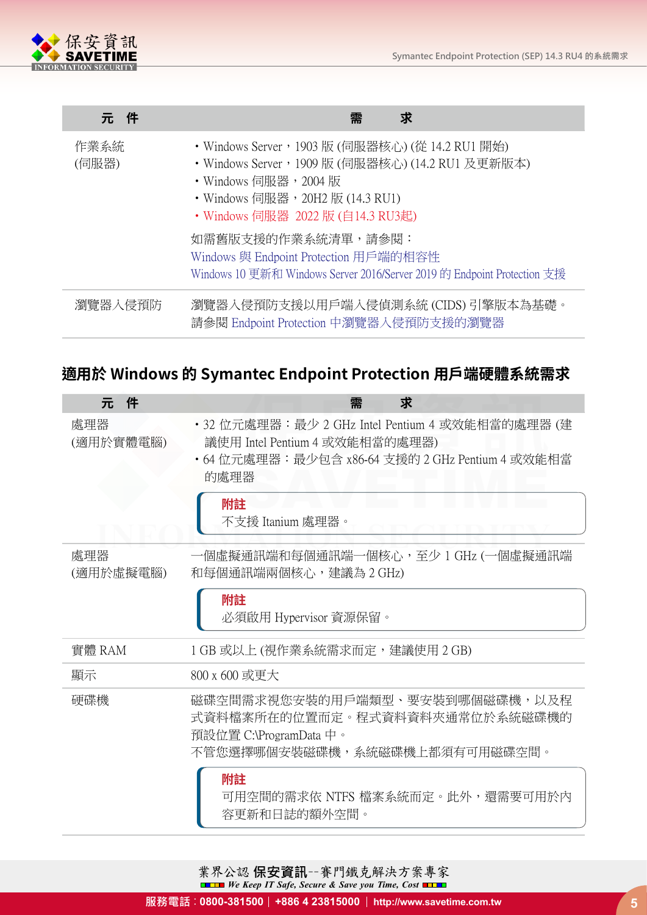| 元　件 | 需　　求 |
|---|---|
| 作業系統<br>(伺服器) | • Windows Server，1903 版 (伺服器核心) (從 14.2 RU1 開始)<br>• Windows Server，1909 版 (伺服器核心) (14.2 RU1 及更新版本)<br>• Windows 伺服器，2004 版<br>• Windows 伺服器，20H2 版 (14.3 RU1)<br>• Windows 伺服器 2022 版 (自14.3 RU3起)<br>如需舊版支援的作業系統清單，請參閱：<br>Windows 與 Endpoint Protection 用戶端的相容性<br>Windows 10 更新和 Windows Server 2016/Server 2019 的 Endpoint Protection 支援 |
| 瀏覽器入侵預防 | 瀏覽器入侵預防支援以用戶端入侵偵測系統 (CIDS) 引擎版本為基礎。<br>請參閱 Endpoint Protection 中瀏覽器入侵預防支援的瀏覽器 |

## 適用於 Windows 的 Symantec Endpoint Protection 用戶端硬體系統需求

| 元　件 | 需　　求 |
|---|---|
| 處理器<br>(適用於實體電腦) | • 32 位元處理器：最少 2 GHz Intel Pentium 4 或效能相當的處理器 (建議使用 Intel Pentium 4 或效能相當的處理器)<br>• 64 位元處理器：最少包含 x86-64 支援的 2 GHz Pentium 4 或效能相當的處理器<br>**附註**<br>不支援 Itanium 處理器。 |
| 處理器<br>(適用於虛擬電腦) | 一個虛擬通訊端和每個通訊端一個核心，至少 1 GHz (一個虛擬通訊端和每個通訊端兩個核心，建議為 2 GHz)<br>**附註**<br>必須啟用 Hypervisor 資源保留。 |
| 實體 RAM | 1 GB 或以上 (視作業系統需求而定，建議使用 2 GB) |
| 顯示 | 800 x 600 或更大 |
| 硬碟機 | 磁碟空間需求視您安裝的用戶端類型、要安裝到哪個磁碟機，以及程式資料檔案所在的位置而定。程式資料資料夾通常位於系統磁碟機的預設位置 C:\ProgramData 中。<br>不管您選擇哪個安裝磁碟機，系統磁碟機上都須有可用磁碟空間。<br>**附註**<br>可用空間的需求依 NTFS 檔案系統而定。此外，還需要可用於內容更新和日誌的額外空間。 |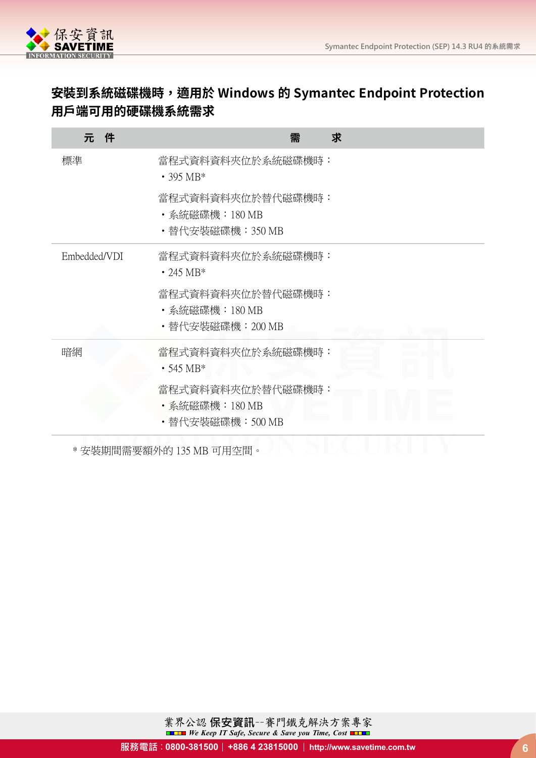## 安裝到系統磁碟機時，適用於 Windows 的 Symantec Endpoint Protection 用戶端可用的硬碟機系統需求

| 元　件 | 需　　求 |
|---|---|
| 標準 | 當程式資料資料夾位於系統磁碟機時：<br>• 395 MB*<br>當程式資料資料夾位於替代磁碟機時：<br>• 系統磁碟機：180 MB<br>• 替代安裝磁碟機：350 MB |
| Embedded/VDI | 當程式資料資料夾位於系統磁碟機時：<br>• 245 MB*<br>當程式資料資料夾位於替代磁碟機時：<br>• 系統磁碟機：180 MB<br>• 替代安裝磁碟機：200 MB |
| 暗網 | 當程式資料資料夾位於系統磁碟機時：<br>• 545 MB*<br>當程式資料資料夾位於替代磁碟機時：<br>• 系統磁碟機：180 MB<br>• 替代安裝磁碟機：500 MB |

* 安裝期間需要額外的 135 MB 可用空間。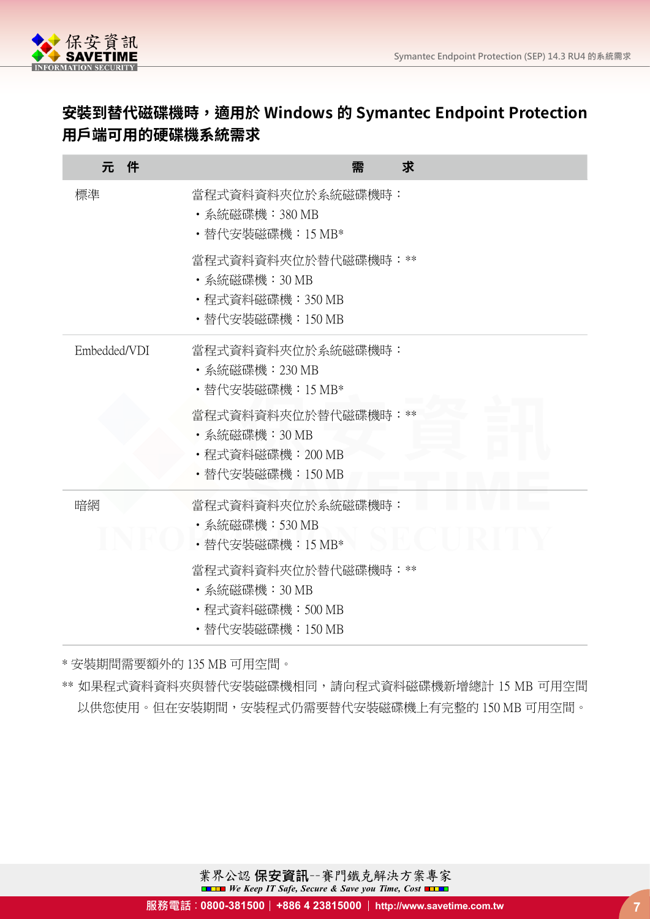## 安裝到替代磁碟機時，適用於 Windows 的 Symantec Endpoint Protection 用戶端可用的硬碟機系統需求

| 元　件 | 需　　　求 |
|---|---|
| 標準 | 當程式資料資料夾位於系統磁碟機時：<br>・系統磁碟機：380 MB<br>・替代安裝磁碟機：15 MB*<br>當程式資料資料夾位於替代磁碟機時：**<br>・系統磁碟機：30 MB<br>・程式資料磁碟機：350 MB<br>・替代安裝磁碟機：150 MB |
| Embedded/VDI | 當程式資料資料夾位於系統磁碟機時：<br>・系統磁碟機：230 MB<br>・替代安裝磁碟機：15 MB*<br>當程式資料資料夾位於替代磁碟機時：**<br>・系統磁碟機：30 MB<br>・程式資料磁碟機：200 MB<br>・替代安裝磁碟機：150 MB |
| 暗網 | 當程式資料資料夾位於系統磁碟機時：<br>・系統磁碟機：530 MB<br>・替代安裝磁碟機：15 MB*<br>當程式資料資料夾位於替代磁碟機時：**<br>・系統磁碟機：30 MB<br>・程式資料磁碟機：500 MB<br>・替代安裝磁碟機：150 MB |

* 安裝期間需要額外的 135 MB 可用空間。

** 如果程式資料資料夾與替代安裝磁碟機相同，請向程式資料磁碟機新增總計 15 MB 可用空間以供您使用。但在安裝期間，安裝程式仍需要替代安裝磁碟機上有完整的 150 MB 可用空間。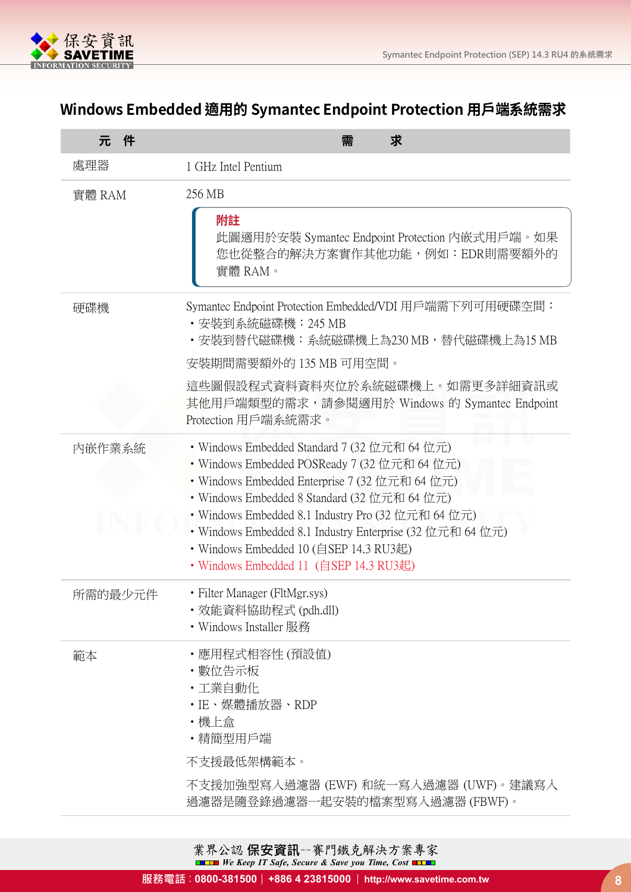## Windows Embedded 適用的 Symantec Endpoint Protection 用戶端系統需求

| 元　件 | 需　　求 |
|---|---|
| 處理器 | 1 GHz Intel Pentium |
| 實體 RAM | 256 MB<br><br>**附註**<br>此圖適用於安裝 Symantec Endpoint Protection 內嵌式用戶端。如果您也從整合的解決方案實作其他功能，例如：EDR則需要額外的實體 RAM。 |
| 硬碟機 | Symantec Endpoint Protection Embedded/VDI 用戶端需下列可用硬碟空間：<br>・安裝到系統磁碟機：245 MB<br>・安裝到替代磁碟機：系統磁碟機上為230 MB，替代磁碟機上為15 MB<br><br>安裝期間需要額外的 135 MB 可用空間。<br><br>這些圖假設程式資料資料夾位於系統磁碟機上。如需更多詳細資訊或其他用戶端類型的需求，請參閱適用於 Windows 的 Symantec Endpoint Protection 用戶端系統需求。 |
| 內嵌作業系統 | ・Windows Embedded Standard 7 (32 位元和 64 位元)<br>・Windows Embedded POSReady 7 (32 位元和 64 位元)<br>・Windows Embedded Enterprise 7 (32 位元和 64 位元)<br>・Windows Embedded 8 Standard (32 位元和 64 位元)<br>・Windows Embedded 8.1 Industry Pro (32 位元和 64 位元)<br>・Windows Embedded 8.1 Industry Enterprise (32 位元和 64 位元)<br>・Windows Embedded 10 (自SEP 14.3 RU3起)<br>・Windows Embedded 11 (自SEP 14.3 RU3起) |
| 所需的最少元件 | ・Filter Manager (FltMgr.sys)<br>・效能資料協助程式 (pdh.dll)<br>・Windows Installer 服務 |
| 範本 | ・應用程式相容性 (預設值)<br>・數位告示板<br>・工業自動化<br>・IE、媒體播放器、RDP<br>・機上盒<br>・精簡型用戶端<br><br>不支援最低架構範本。<br><br>不支援加強型寫入過濾器 (EWF) 和統一寫入過濾器 (UWF)。建議寫入過濾器是隨登錄過濾器一起安裝的檔案型寫入過濾器 (FBWF)。 |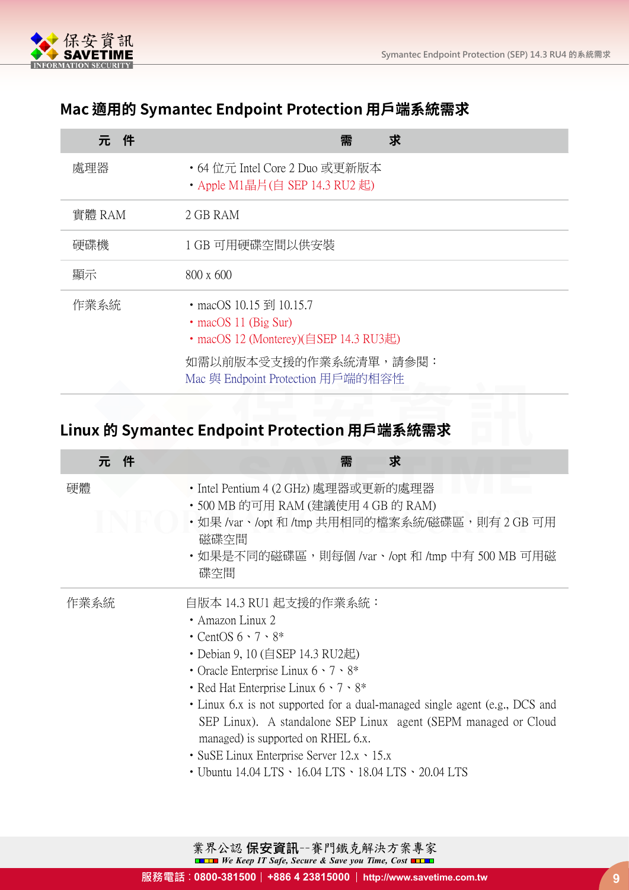## Mac 適用的 Symantec Endpoint Protection 用戶端系統需求

| 元　件 | 需　　求 |
|---|---|
| 處理器 | • 64 位元 Intel Core 2 Duo 或更新版本<br>• Apple M1晶片(自 SEP 14.3 RU2 起) |
| 實體 RAM | 2 GB RAM |
| 硬碟機 | 1 GB 可用硬碟空間以供安裝 |
| 顯示 | 800 x 600 |
| 作業系統 | • macOS 10.15 到 10.15.7<br>• macOS 11 (Big Sur)<br>• macOS 12 (Monterey)(自SEP 14.3 RU3起)<br><br>如需以前版本受支援的作業系統清單，請參閱：<br>Mac 與 Endpoint Protection 用戶端的相容性 |

## Linux 的 Symantec Endpoint Protection 用戶端系統需求

| 元　件 | 需　　求 |
|---|---|
| 硬體 | • Intel Pentium 4 (2 GHz) 處理器或更新的處理器<br>• 500 MB 的可用 RAM (建議使用 4 GB 的 RAM)<br>• 如果 /var、/opt 和 /tmp 共用相同的檔案系統/磁碟區，則有 2 GB 可用磁碟空間<br>• 如果是不同的磁碟區，則每個 /var、/opt 和 /tmp 中有 500 MB 可用磁碟空間 |
| 作業系統 | 自版本 14.3 RU1 起支援的作業系統：<br>• Amazon Linux 2<br>• CentOS 6、7、8*<br>• Debian 9, 10 (自SEP 14.3 RU2起)<br>• Oracle Enterprise Linux 6、7、8*<br>• Red Hat Enterprise Linux 6、7、8*<br>• Linux 6.x is not supported for a dual-managed single agent (e.g., DCS and SEP Linux). A standalone SEP Linux agent (SEPM managed or Cloud managed) is supported on RHEL 6.x.<br>• SuSE Linux Enterprise Server 12.x、15.x<br>• Ubuntu 14.04 LTS、16.04 LTS、18.04 LTS、20.04 LTS |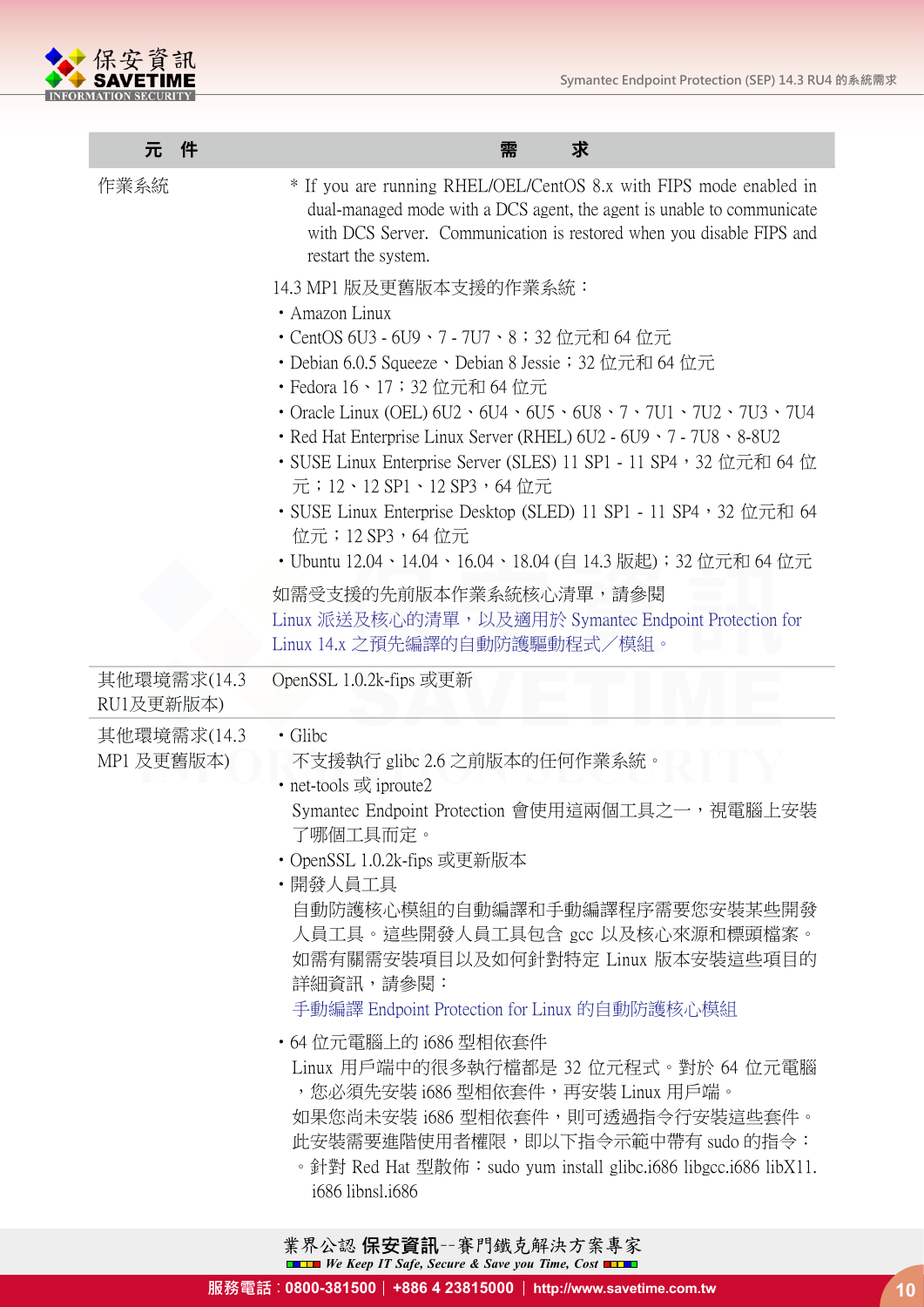| 元　件 | 需　　求 |
|---|---|
| 作業系統 | * If you are running RHEL/OEL/CentOS 8.x with FIPS mode enabled in dual-managed mode with a DCS agent, the agent is unable to communicate with DCS Server. Communication is restored when you disable FIPS and restart the system.<br><br>14.3 MP1 版及更舊版本支援的作業系統：<br>・Amazon Linux<br>・CentOS 6U3 - 6U9、7 - 7U7、8；32 位元和 64 位元<br>・Debian 6.0.5 Squeeze、Debian 8 Jessie；32 位元和 64 位元<br>・Fedora 16、17；32 位元和 64 位元<br>・Oracle Linux (OEL) 6U2、6U4、6U5、6U8、7、7U1、7U2、7U3、7U4<br>・Red Hat Enterprise Linux Server (RHEL) 6U2 - 6U9、7 - 7U8、8-8U2<br>・SUSE Linux Enterprise Server (SLES) 11 SP1 - 11 SP4，32 位元和 64 位元；12、12 SP1、12 SP3，64 位元<br>・SUSE Linux Enterprise Desktop (SLED) 11 SP1 - 11 SP4，32 位元和 64 位元；12 SP3，64 位元<br>・Ubuntu 12.04、14.04、16.04、18.04 (自 14.3 版起)；32 位元和 64 位元<br><br>如需受支援的先前版本作業系統核心清單，請參閱<br>Linux 派送及核心的清單，以及適用於 Symantec Endpoint Protection for Linux 14.x 之預先編譯的自動防護驅動程式／模組。 |
| 其他環境需求(14.3 RU1及更新版本) | OpenSSL 1.0.2k-fips 或更新 |
| 其他環境需求(14.3 MP1 及更舊版本) | ・Glibc<br>不支援執行 glibc 2.6 之前版本的任何作業系統。<br>・net-tools 或 iproute2<br>Symantec Endpoint Protection 會使用這兩個工具之一，視電腦上安裝了哪個工具而定。<br>・OpenSSL 1.0.2k-fips 或更新版本<br>・開發人員工具<br>自動防護核心模組的自動編譯和手動編譯程序需要您安裝某些開發人員工具。這些開發人員工具包含 gcc 以及核心來源和標頭檔案。如需有關需安裝項目以及如何針對特定 Linux 版本安裝這些項目的詳細資訊，請參閱：<br>手動編譯 Endpoint Protection for Linux 的自動防護核心模組<br>・64 位元電腦上的 i686 型相依套件<br>Linux 用戶端中的很多執行檔都是 32 位元程式。對於 64 位元電腦，您必須先安裝 i686 型相依套件，再安裝 Linux 用戶端。<br>如果您尚未安裝 i686 型相依套件，則可透過指令行安裝這些套件。此安裝需要進階使用者權限，即以下指令示範中帶有 sudo 的指令：<br>◦針對 Red Hat 型散佈：sudo yum install glibc.i686 libgcc.i686 libX11.i686 libnsl.i686 |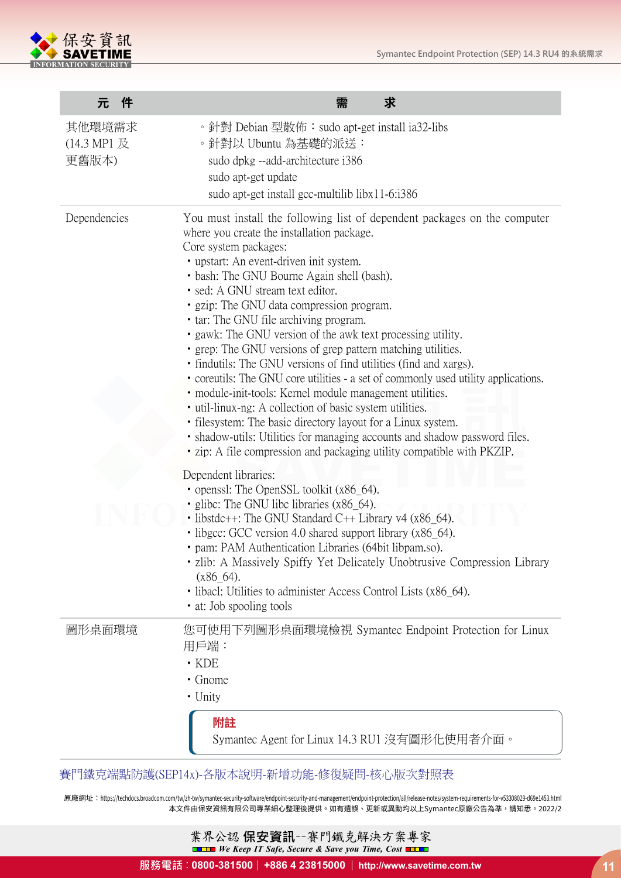| 元　件 | 需　　求 |
|---|---|
| 其他環境需求 (14.3 MP1 及更舊版本) | ◦ 針對 Debian 型散佈：sudo apt-get install ia32-libs<br>◦ 針對以 Ubuntu 為基礎的派送：<br>sudo dpkg --add-architecture i386<br>sudo apt-get update<br>sudo apt-get install gcc-multilib libx11-6:i386 |
| Dependencies | You must install the following list of dependent packages on the computer where you create the installation package.<br>Core system packages:<br>• upstart: An event-driven init system.<br>• bash: The GNU Bourne Again shell (bash).<br>• sed: A GNU stream text editor.<br>• gzip: The GNU data compression program.<br>• tar: The GNU file archiving program.<br>• gawk: The GNU version of the awk text processing utility.<br>• grep: The GNU versions of grep pattern matching utilities.<br>• findutils: The GNU versions of find utilities (find and xargs).<br>• coreutils: The GNU core utilities - a set of commonly used utility applications.<br>• module-init-tools: Kernel module management utilities.<br>• util-linux-ng: A collection of basic system utilities.<br>• filesystem: The basic directory layout for a Linux system.<br>• shadow-utils: Utilities for managing accounts and shadow password files.<br>• zip: A file compression and packaging utility compatible with PKZIP.<br><br>Dependent libraries:<br>• openssl: The OpenSSL toolkit (x86_64).<br>• glibc: The GNU libc libraries (x86_64).<br>• libstdc++: The GNU Standard C++ Library v4 (x86_64).<br>• libgcc: GCC version 4.0 shared support library (x86_64).<br>• pam: PAM Authentication Libraries (64bit libpam.so).<br>• zlib: A Massively Spiffy Yet Delicately Unobtrusive Compression Library (x86_64).<br>• libacl: Utilities to administer Access Control Lists (x86_64).<br>• at: Job spooling tools |
| 圖形桌面環境 | 您可使用下列圖形桌面環境檢視 Symantec Endpoint Protection for Linux 用戶端：<br>• KDE<br>• Gnome<br>• Unity<br><br>**附註**<br>Symantec Agent for Linux 14.3 RU1 沒有圖形化使用者介面。 |

賽門鐵克端點防護(SEP14x)-各版本說明-新增功能-修復疑問-核心版次對照表

原廠網址：https://techdocs.broadcom.com/tw/zh-tw/symantec-security-software/endpoint-security-and-management/endpoint-protection/all/release-notes/system-requirements-for-v53308029-d69e1453.html
本文件由保安資訊有限公司專業細心整理後提供。如有遺誤、更新或異動均以上Symantec原廠公告為準，請知悉。2022/2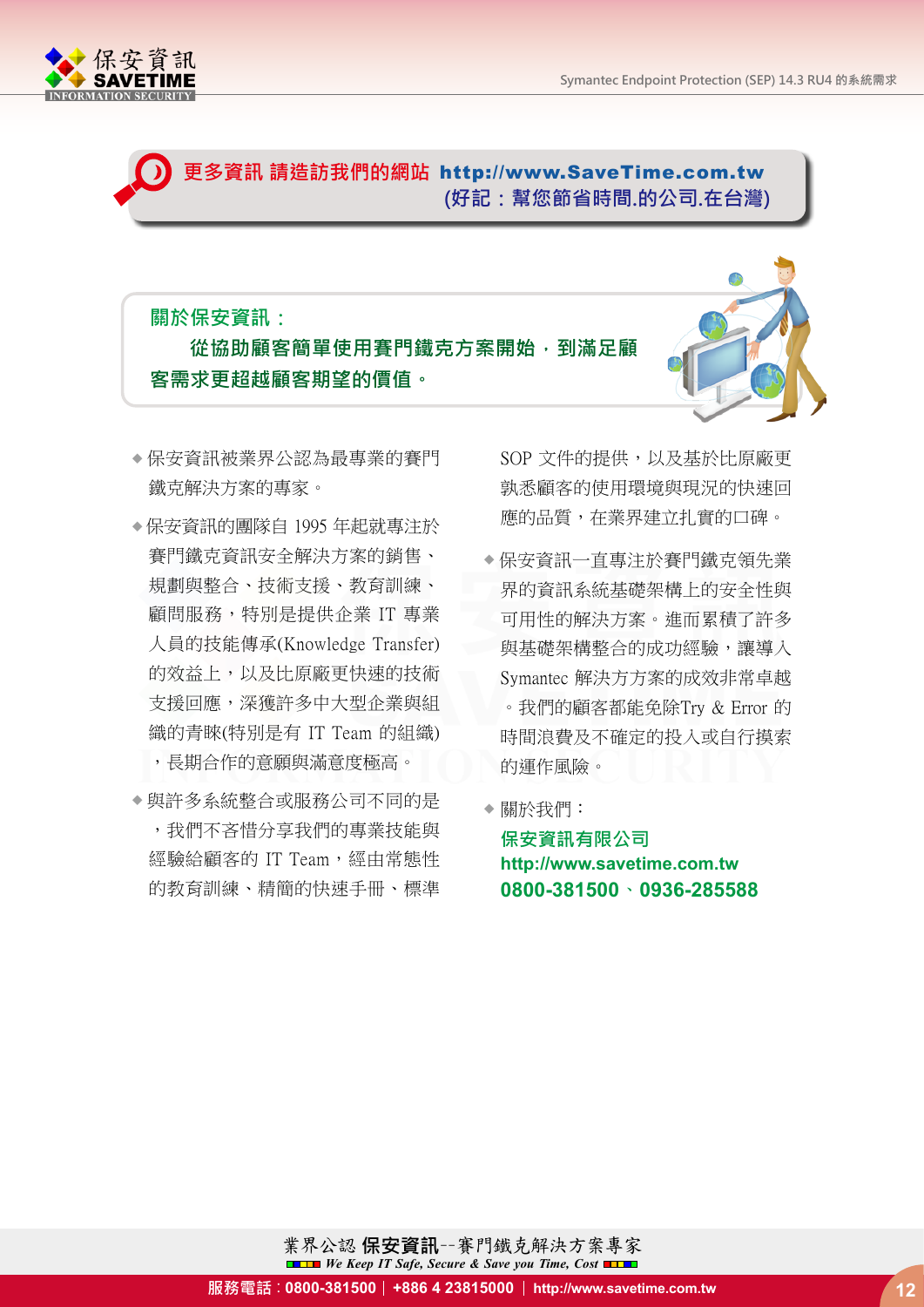更多資訊 請造訪我們的網站 http://www.SaveTime.com.tw
(好記：幫您節省時間.的公司.在台灣)

**關於保安資訊：**

**從協助顧客簡單使用賽門鐵克方案開始，到滿足顧客需求更超越顧客期望的價值。**

- 保安資訊被業界公認為最專業的賽門鐵克解決方案的專家。
- 保安資訊的團隊自 1995 年起就專注於賽門鐵克資訊安全解決方案的銷售、規劃與整合、技術支援、教育訓練、顧問服務，特別是提供企業 IT 專業人員的技能傳承(Knowledge Transfer)的效益上，以及比原廠更快速的技術支援回應，深獲許多中大型企業與組織的青睞(特別是有 IT Team 的組織)，長期合作的意願與滿意度極高。
- 與許多系統整合或服務公司不同的是，我們不吝惜分享我們的專業技能與經驗給顧客的 IT Team，經由常態性的教育訓練、精簡的快速手冊、標準 SOP 文件的提供，以及基於比原廠更熟悉顧客的使用環境與現況的快速回應的品質，在業界建立扎實的口碑。
- 保安資訊一直專注於賽門鐵克領先業界的資訊系統基礎架構上的安全性與可用性的解決方案。進而累積了許多與基礎架構整合的成功經驗，讓導入 Symantec 解決方方案的成效非常卓越。我們的顧客都能免除Try & Error 的時間浪費及不確定的投入或自行摸索的運作風險。
- 關於我們：

**保安資訊有限公司**
**http://www.savetime.com.tw**
**0800-381500、0936-285588**